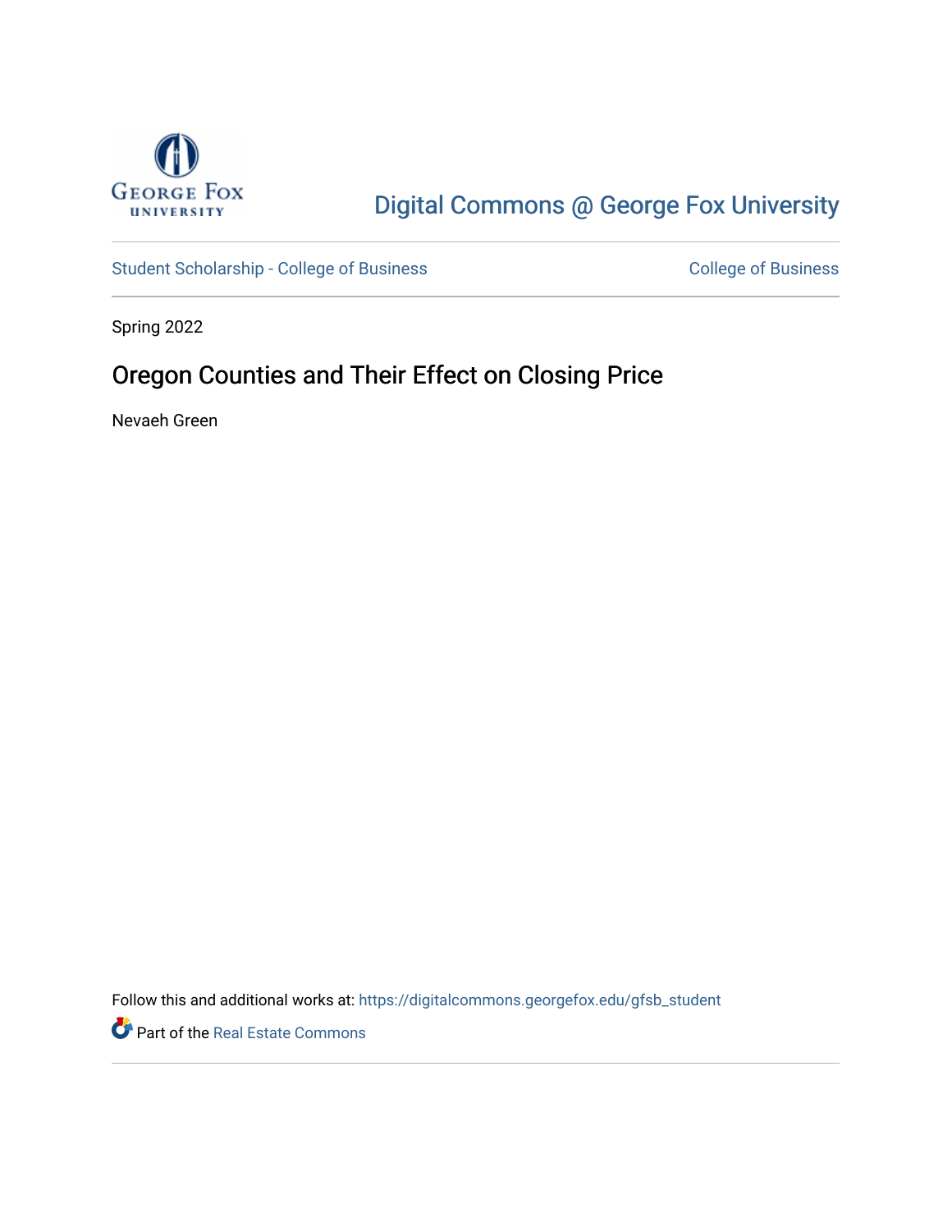Digital Commons @ George Fox University

Student Scholarship - College of Business

College of Business

Spring 2022

# Oregon Counties and Their Effect on Closing Price

Nevaeh Green

Follow this and additional works at: https://digitalcommons.georgefox.edu/gfsb_student

Part of the Real Estate Commons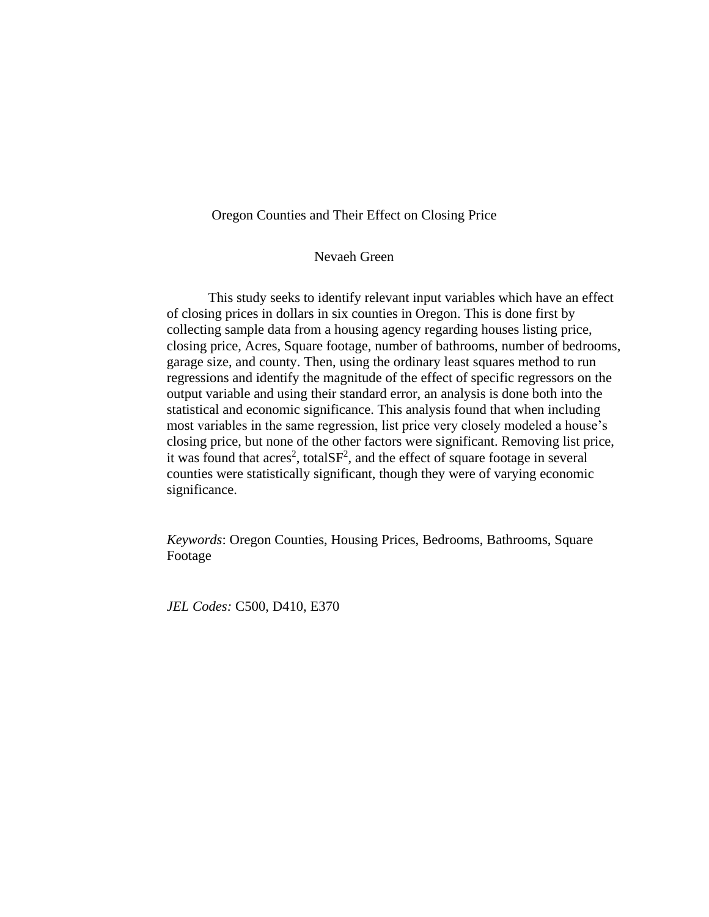# Oregon Counties and Their Effect on Closing Price

Nevaeh Green

This study seeks to identify relevant input variables which have an effect of closing prices in dollars in six counties in Oregon. This is done first by collecting sample data from a housing agency regarding houses listing price, closing price, Acres, Square footage, number of bathrooms, number of bedrooms, garage size, and county. Then, using the ordinary least squares method to run regressions and identify the magnitude of the effect of specific regressors on the output variable and using their standard error, an analysis is done both into the statistical and economic significance. This analysis found that when including most variables in the same regression, list price very closely modeled a house's closing price, but none of the other factors were significant. Removing list price, it was found that $acres^2$, $totalSF^2$, and the effect of square footage in several counties were statistically significant, though they were of varying economic significance.

*Keywords*: Oregon Counties, Housing Prices, Bedrooms, Bathrooms, Square Footage

*JEL Codes:* C500, D410, E370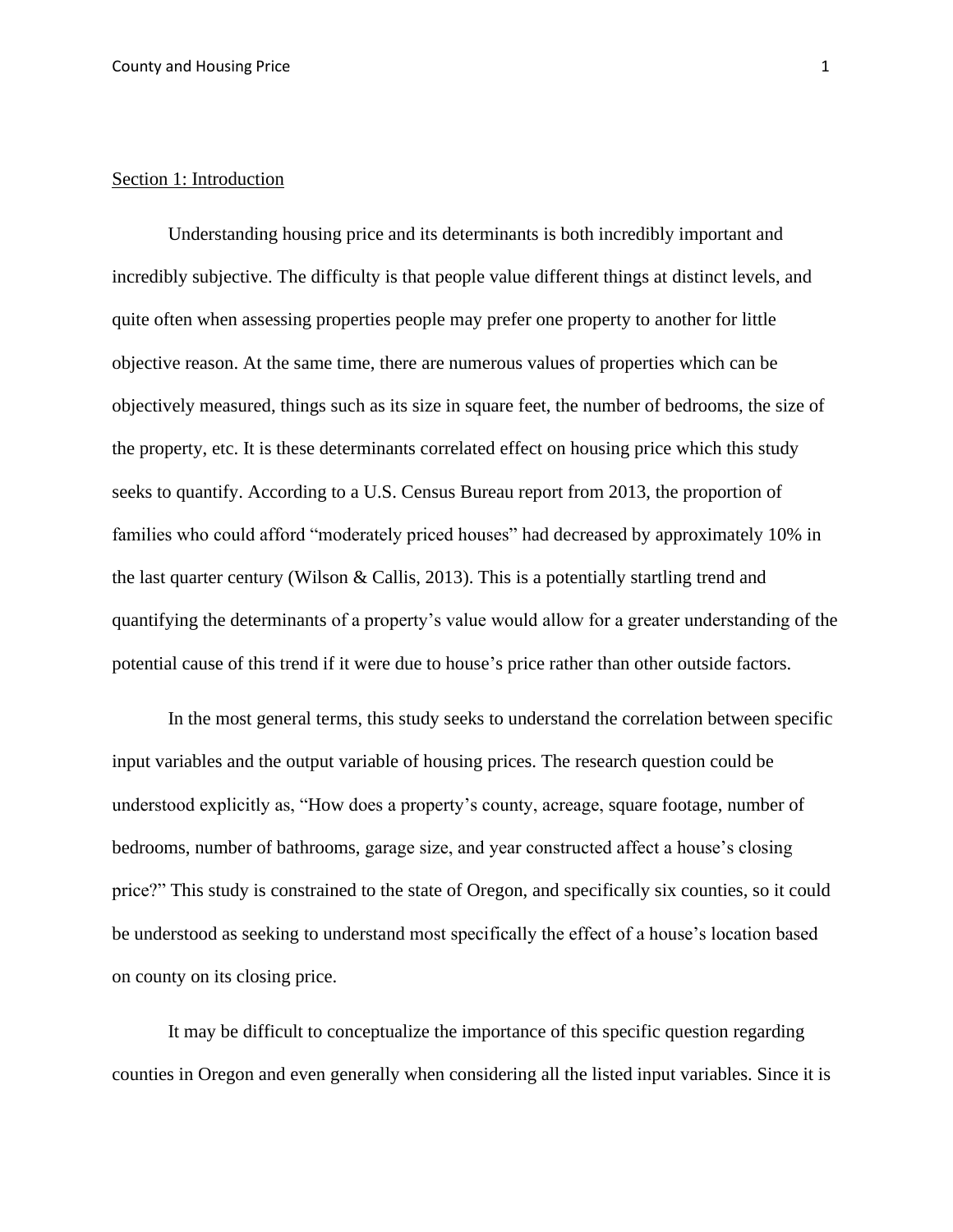## Section 1: Introduction

Understanding housing price and its determinants is both incredibly important and incredibly subjective. The difficulty is that people value different things at distinct levels, and quite often when assessing properties people may prefer one property to another for little objective reason. At the same time, there are numerous values of properties which can be objectively measured, things such as its size in square feet, the number of bedrooms, the size of the property, etc. It is these determinants correlated effect on housing price which this study seeks to quantify. According to a U.S. Census Bureau report from 2013, the proportion of families who could afford "moderately priced houses" had decreased by approximately 10% in the last quarter century (Wilson & Callis, 2013). This is a potentially startling trend and quantifying the determinants of a property's value would allow for a greater understanding of the potential cause of this trend if it were due to house's price rather than other outside factors.

In the most general terms, this study seeks to understand the correlation between specific input variables and the output variable of housing prices. The research question could be understood explicitly as, "How does a property's county, acreage, square footage, number of bedrooms, number of bathrooms, garage size, and year constructed affect a house's closing price?" This study is constrained to the state of Oregon, and specifically six counties, so it could be understood as seeking to understand most specifically the effect of a house's location based on county on its closing price.

It may be difficult to conceptualize the importance of this specific question regarding counties in Oregon and even generally when considering all the listed input variables. Since it is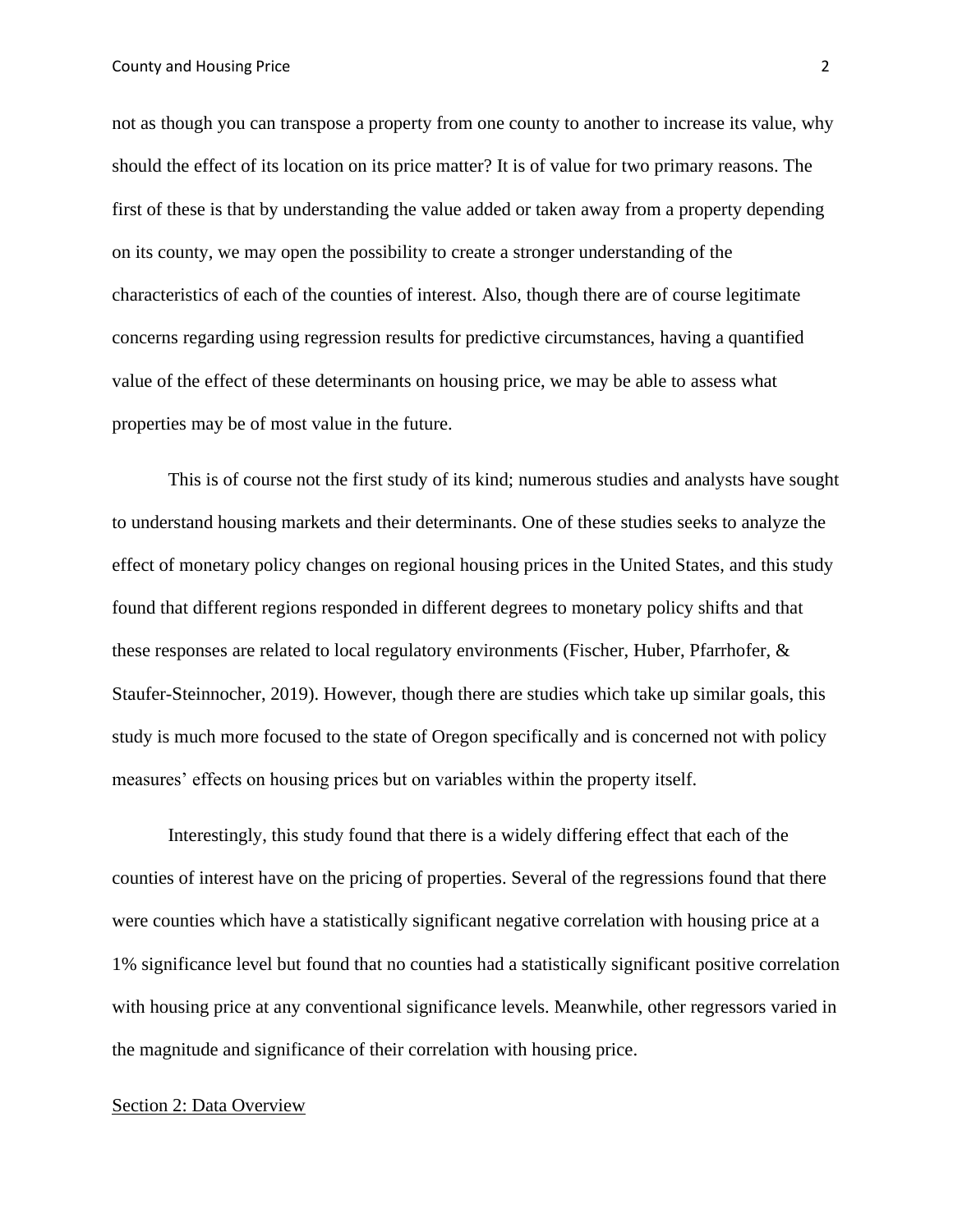not as though you can transpose a property from one county to another to increase its value, why should the effect of its location on its price matter? It is of value for two primary reasons. The first of these is that by understanding the value added or taken away from a property depending on its county, we may open the possibility to create a stronger understanding of the characteristics of each of the counties of interest. Also, though there are of course legitimate concerns regarding using regression results for predictive circumstances, having a quantified value of the effect of these determinants on housing price, we may be able to assess what properties may be of most value in the future.

This is of course not the first study of its kind; numerous studies and analysts have sought to understand housing markets and their determinants. One of these studies seeks to analyze the effect of monetary policy changes on regional housing prices in the United States, and this study found that different regions responded in different degrees to monetary policy shifts and that these responses are related to local regulatory environments (Fischer, Huber, Pfarrhofer, & Staufer-Steinnocher, 2019). However, though there are studies which take up similar goals, this study is much more focused to the state of Oregon specifically and is concerned not with policy measures' effects on housing prices but on variables within the property itself.

Interestingly, this study found that there is a widely differing effect that each of the counties of interest have on the pricing of properties. Several of the regressions found that there were counties which have a statistically significant negative correlation with housing price at a 1% significance level but found that no counties had a statistically significant positive correlation with housing price at any conventional significance levels. Meanwhile, other regressors varied in the magnitude and significance of their correlation with housing price.

## Section 2: Data Overview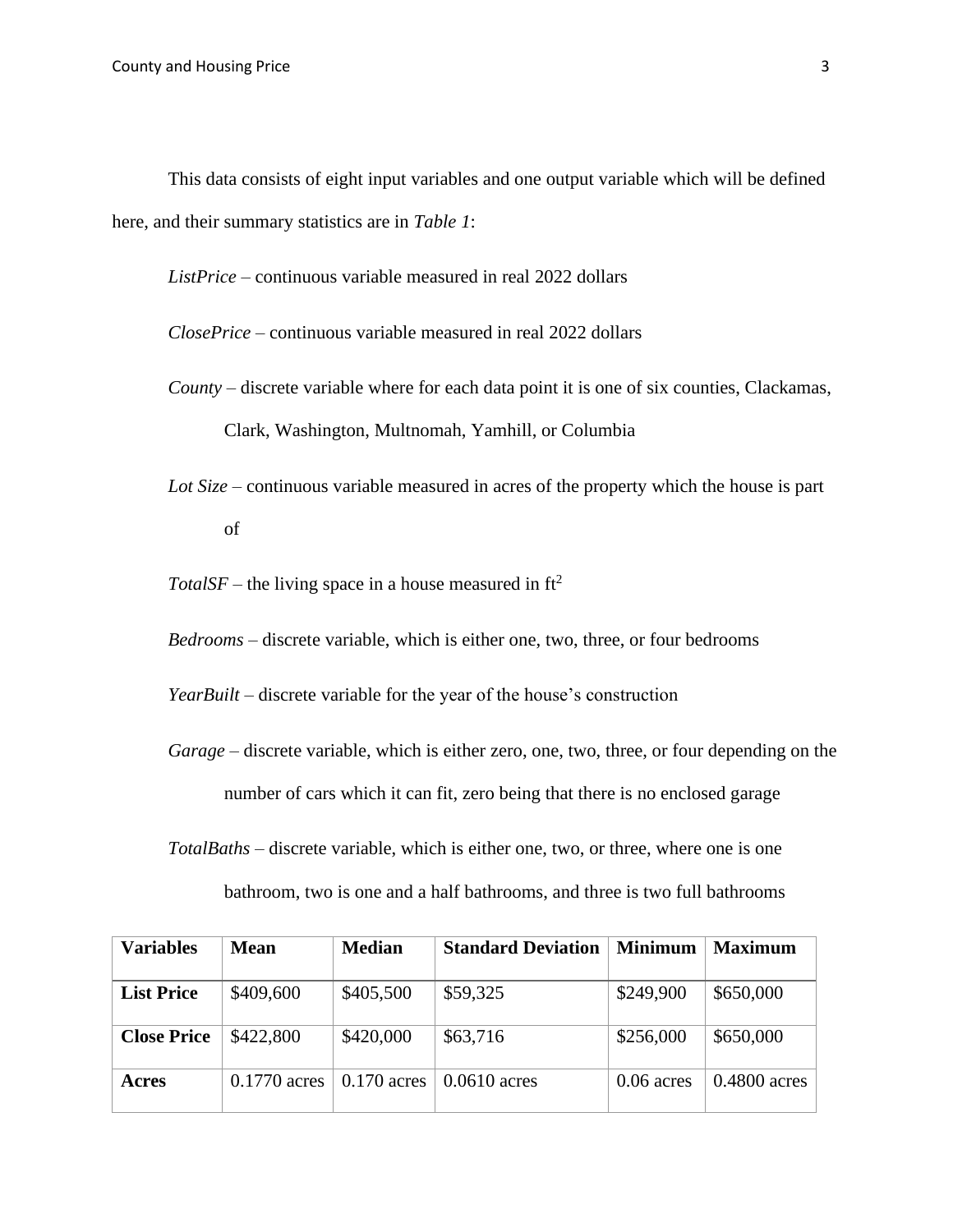This data consists of eight input variables and one output variable which will be defined here, and their summary statistics are in *Table 1*:

*ListPrice* – continuous variable measured in real 2022 dollars

*ClosePrice* – continuous variable measured in real 2022 dollars

*County* – discrete variable where for each data point it is one of six counties, Clackamas, Clark, Washington, Multnomah, Yamhill, or Columbia

*Lot Size* – continuous variable measured in acres of the property which the house is part of

*TotalSF* – the living space in a house measured in $ft^2$

*Bedrooms* – discrete variable, which is either one, two, three, or four bedrooms

*YearBuilt* – discrete variable for the year of the house's construction

*Garage* – discrete variable, which is either zero, one, two, three, or four depending on the number of cars which it can fit, zero being that there is no enclosed garage

*TotalBaths* – discrete variable, which is either one, two, or three, where one is one bathroom, two is one and a half bathrooms, and three is two full bathrooms

| **Variables** | **Mean** | **Median** | **Standard Deviation** | **Minimum** | **Maximum** |
|---|---|---|---|---|---|
| **List Price** | $409,600 | $405,500 | $59,325 | $249,900 | $650,000 |
| **Close Price** | $422,800 | $420,000 | $63,716 | $256,000 | $650,000 |
| **Acres** | 0.1770 acres | 0.170 acres | 0.0610 acres | 0.06 acres | 0.4800 acres |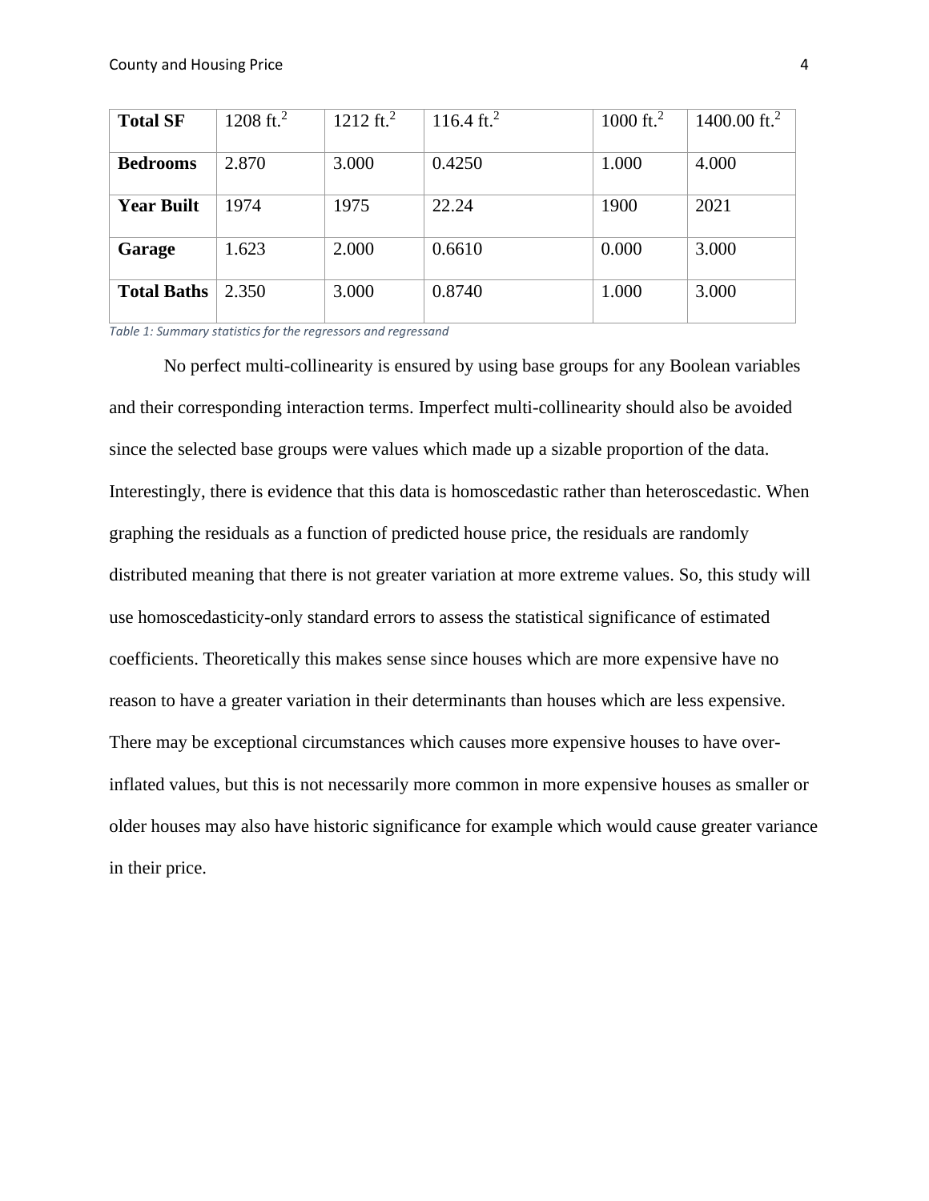| **Total SF** | 1208 ft.$^2$ | 1212 ft.$^2$ | 116.4 ft.$^2$ | 1000 ft.$^2$ | 1400.00 ft.$^2$ |
|---|---|---|---|---|---|
| **Bedrooms** | 2.870 | 3.000 | 0.4250 | 1.000 | 4.000 |
| **Year Built** | 1974 | 1975 | 22.24 | 1900 | 2021 |
| **Garage** | 1.623 | 2.000 | 0.6610 | 0.000 | 3.000 |
| **Total Baths** | 2.350 | 3.000 | 0.8740 | 1.000 | 3.000 |

*Table 1: Summary statistics for the regressors and regressand*

No perfect multi-collinearity is ensured by using base groups for any Boolean variables and their corresponding interaction terms. Imperfect multi-collinearity should also be avoided since the selected base groups were values which made up a sizable proportion of the data. Interestingly, there is evidence that this data is homoscedastic rather than heteroscedastic. When graphing the residuals as a function of predicted house price, the residuals are randomly distributed meaning that there is not greater variation at more extreme values. So, this study will use homoscedasticity-only standard errors to assess the statistical significance of estimated coefficients. Theoretically this makes sense since houses which are more expensive have no reason to have a greater variation in their determinants than houses which are less expensive. There may be exceptional circumstances which causes more expensive houses to have over-inflated values, but this is not necessarily more common in more expensive houses as smaller or older houses may also have historic significance for example which would cause greater variance in their price.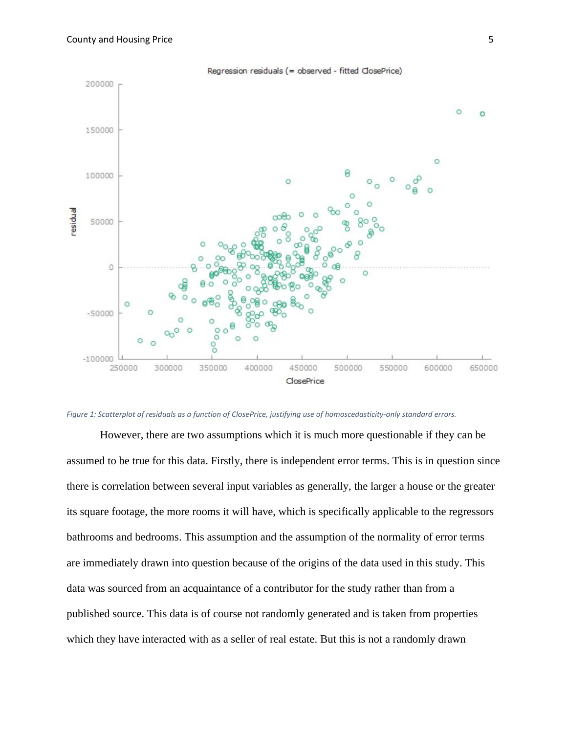*Figure 1: Scatterplot of residuals as a function of ClosePrice, justifying use of homoscedasticity-only standard errors.*

However, there are two assumptions which it is much more questionable if they can be assumed to be true for this data. Firstly, there is independent error terms. This is in question since there is correlation between several input variables as generally, the larger a house or the greater its square footage, the more rooms it will have, which is specifically applicable to the regressors bathrooms and bedrooms. This assumption and the assumption of the normality of error terms are immediately drawn into question because of the origins of the data used in this study. This data was sourced from an acquaintance of a contributor for the study rather than from a published source. This data is of course not randomly generated and is taken from properties which they have interacted with as a seller of real estate. But this is not a randomly drawn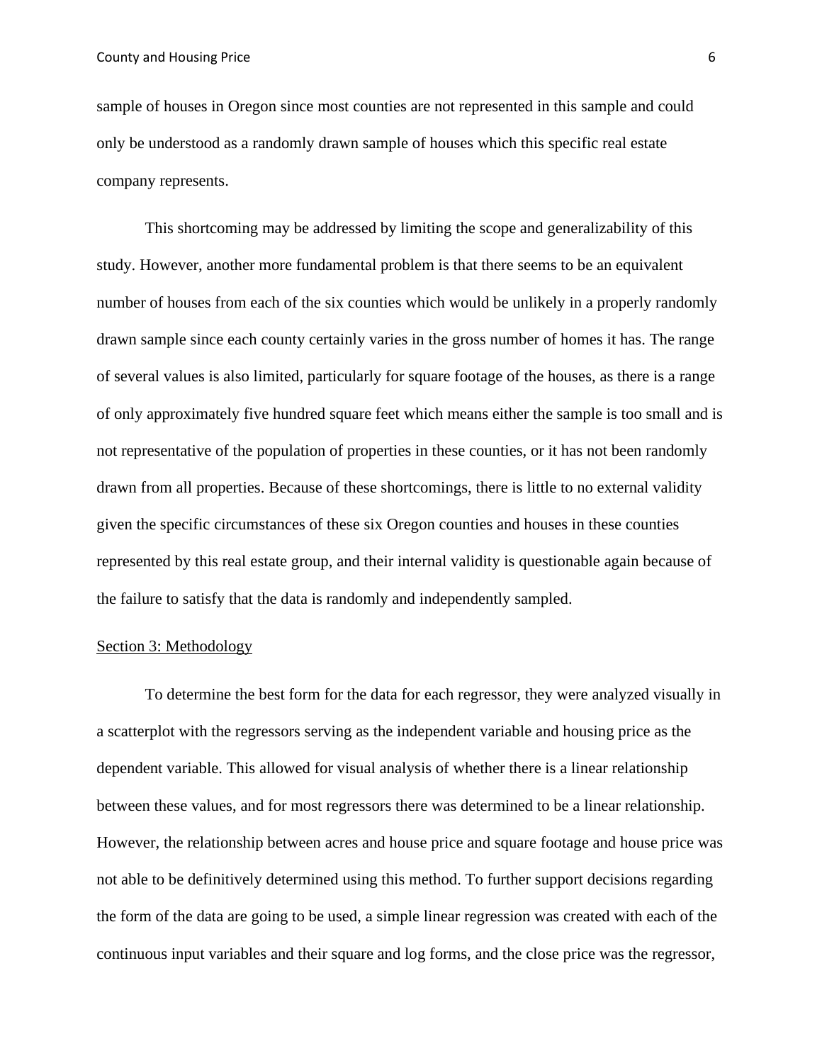sample of houses in Oregon since most counties are not represented in this sample and could only be understood as a randomly drawn sample of houses which this specific real estate company represents.

This shortcoming may be addressed by limiting the scope and generalizability of this study. However, another more fundamental problem is that there seems to be an equivalent number of houses from each of the six counties which would be unlikely in a properly randomly drawn sample since each county certainly varies in the gross number of homes it has. The range of several values is also limited, particularly for square footage of the houses, as there is a range of only approximately five hundred square feet which means either the sample is too small and is not representative of the population of properties in these counties, or it has not been randomly drawn from all properties. Because of these shortcomings, there is little to no external validity given the specific circumstances of these six Oregon counties and houses in these counties represented by this real estate group, and their internal validity is questionable again because of the failure to satisfy that the data is randomly and independently sampled.

## Section 3: Methodology

To determine the best form for the data for each regressor, they were analyzed visually in a scatterplot with the regressors serving as the independent variable and housing price as the dependent variable. This allowed for visual analysis of whether there is a linear relationship between these values, and for most regressors there was determined to be a linear relationship. However, the relationship between acres and house price and square footage and house price was not able to be definitively determined using this method. To further support decisions regarding the form of the data are going to be used, a simple linear regression was created with each of the continuous input variables and their square and log forms, and the close price was the regressor,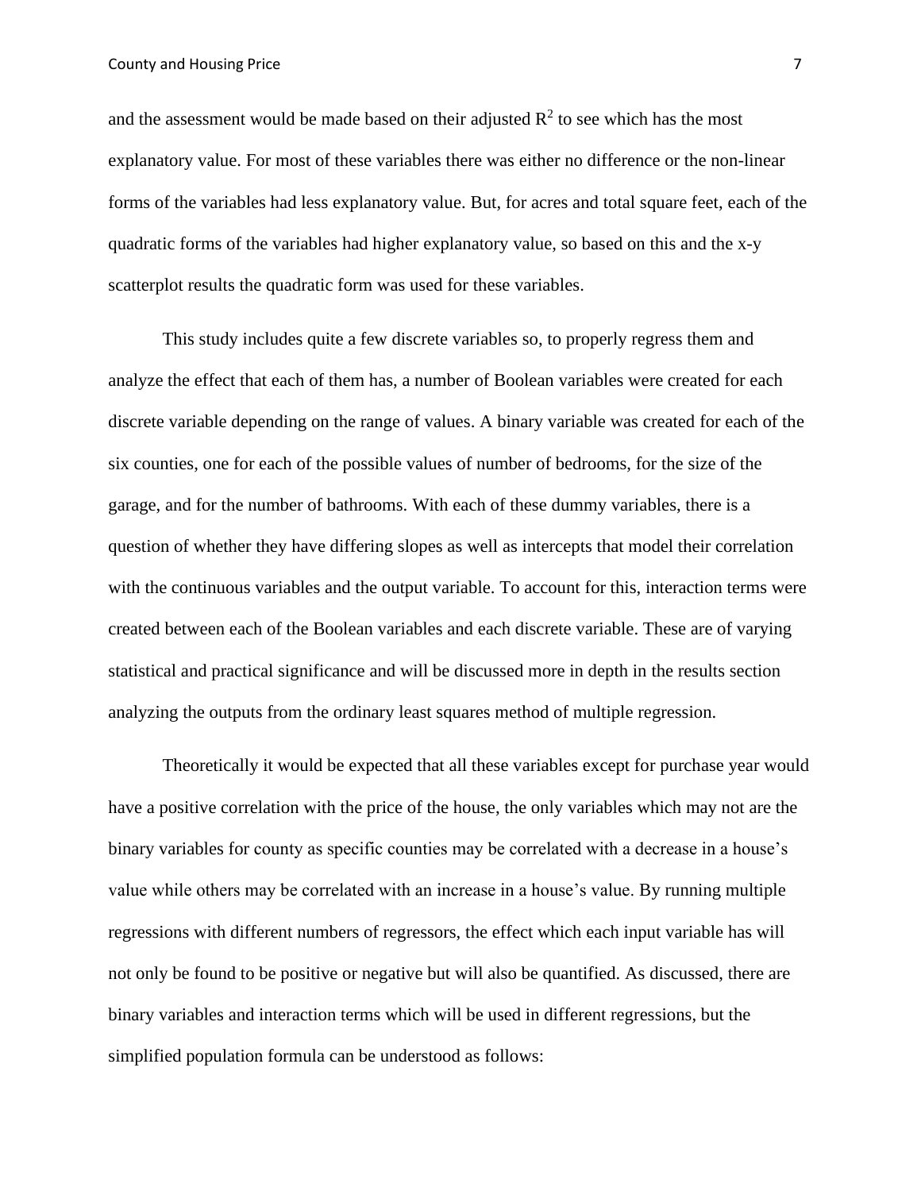and the assessment would be made based on their adjusted $R^2$ to see which has the most explanatory value. For most of these variables there was either no difference or the non-linear forms of the variables had less explanatory value. But, for acres and total square feet, each of the quadratic forms of the variables had higher explanatory value, so based on this and the x-y scatterplot results the quadratic form was used for these variables.

This study includes quite a few discrete variables so, to properly regress them and analyze the effect that each of them has, a number of Boolean variables were created for each discrete variable depending on the range of values. A binary variable was created for each of the six counties, one for each of the possible values of number of bedrooms, for the size of the garage, and for the number of bathrooms. With each of these dummy variables, there is a question of whether they have differing slopes as well as intercepts that model their correlation with the continuous variables and the output variable. To account for this, interaction terms were created between each of the Boolean variables and each discrete variable. These are of varying statistical and practical significance and will be discussed more in depth in the results section analyzing the outputs from the ordinary least squares method of multiple regression.

Theoretically it would be expected that all these variables except for purchase year would have a positive correlation with the price of the house, the only variables which may not are the binary variables for county as specific counties may be correlated with a decrease in a house's value while others may be correlated with an increase in a house's value. By running multiple regressions with different numbers of regressors, the effect which each input variable has will not only be found to be positive or negative but will also be quantified. As discussed, there are binary variables and interaction terms which will be used in different regressions, but the simplified population formula can be understood as follows: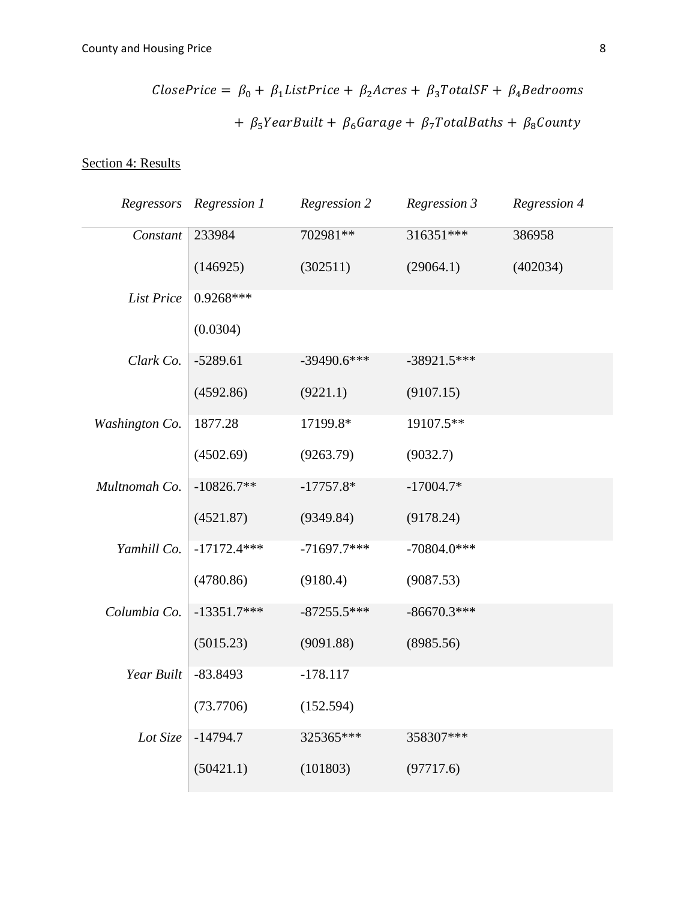$$ClosePrice = \beta_0 + \beta_1 ListPrice + \beta_2 Acres + \beta_3 TotalSF + \beta_4 Bedrooms + \beta_5 YearBuilt + \beta_6 Garage + \beta_7 TotalBaths + \beta_8 County$$

Section 4: Results

| *Regressors* | *Regression 1* | *Regression 2* | *Regression 3* | *Regression 4* |
|---|---|---|---|---|
| *Constant* | 233984 | 702981** | 316351*** | 386958 |
| | (146925) | (302511) | (29064.1) | (402034) |
| *List Price* | 0.9268*** | | | |
| | (0.0304) | | | |
| *Clark Co.* | -5289.61 | -39490.6*** | -38921.5*** | |
| | (4592.86) | (9221.1) | (9107.15) | |
| *Washington Co.* | 1877.28 | 17199.8* | 19107.5** | |
| | (4502.69) | (9263.79) | (9032.7) | |
| *Multnomah Co.* | -10826.7** | -17757.8* | -17004.7* | |
| | (4521.87) | (9349.84) | (9178.24) | |
| *Yamhill Co.* | -17172.4*** | -71697.7*** | -70804.0*** | |
| | (4780.86) | (9180.4) | (9087.53) | |
| *Columbia Co.* | -13351.7*** | -87255.5*** | -86670.3*** | |
| | (5015.23) | (9091.88) | (8985.56) | |
| *Year Built* | -83.8493 | -178.117 | | |
| | (73.7706) | (152.594) | | |
| *Lot Size* | -14794.7 | 325365*** | 358307*** | |
| | (50421.1) | (101803) | (97717.6) | |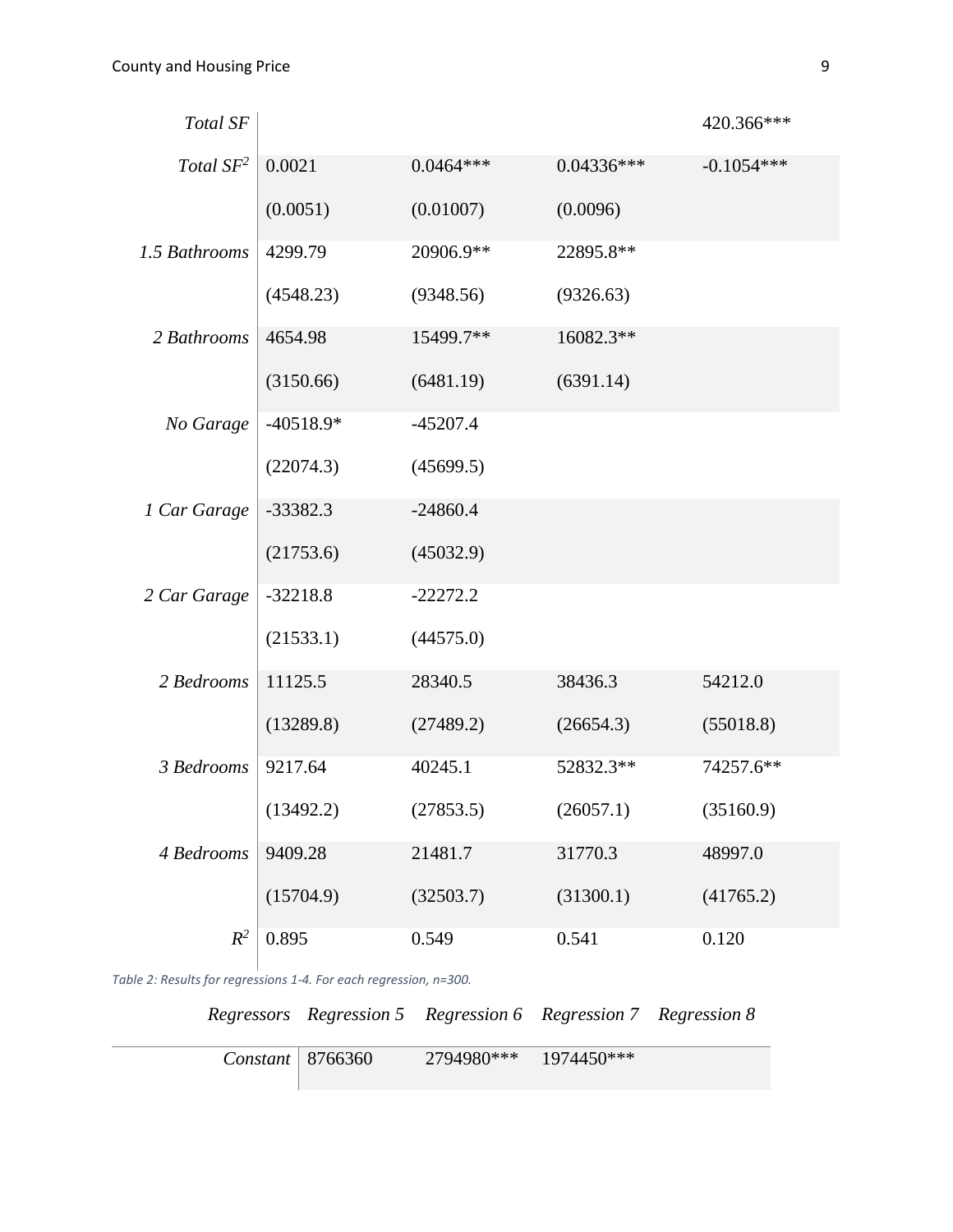| | | | | |
|---|---|---|---|---|
| *Total SF* | | | | 420.366*** |
| *Total SF*$^2$ | 0.0021 | 0.0464*** | 0.04336*** | -0.1054*** |
| | (0.0051) | (0.01007) | (0.0096) | |
| *1.5 Bathrooms* | 4299.79 | 20906.9** | 22895.8** | |
| | (4548.23) | (9348.56) | (9326.63) | |
| *2 Bathrooms* | 4654.98 | 15499.7** | 16082.3** | |
| | (3150.66) | (6481.19) | (6391.14) | |
| *No Garage* | -40518.9* | -45207.4 | | |
| | (22074.3) | (45699.5) | | |
| *1 Car Garage* | -33382.3 | -24860.4 | | |
| | (21753.6) | (45032.9) | | |
| *2 Car Garage* | -32218.8 | -22272.2 | | |
| | (21533.1) | (44575.0) | | |
| *2 Bedrooms* | 11125.5 | 28340.5 | 38436.3 | 54212.0 |
| | (13289.8) | (27489.2) | (26654.3) | (55018.8) |
| *3 Bedrooms* | 9217.64 | 40245.1 | 52832.3** | 74257.6** |
| | (13492.2) | (27853.5) | (26057.1) | (35160.9) |
| *4 Bedrooms* | 9409.28 | 21481.7 | 31770.3 | 48997.0 |
| | (15704.9) | (32503.7) | (31300.1) | (41765.2) |
| $R^2$ | 0.895 | 0.549 | 0.541 | 0.120 |

*Table 2: Results for regressions 1-4. For each regression, n=300.*

| *Regressors* | *Regression 5* | *Regression 6* | *Regression 7* | *Regression 8* |
|---|---|---|---|---|
| *Constant* | 8766360 | 2794980*** | 1974450*** | |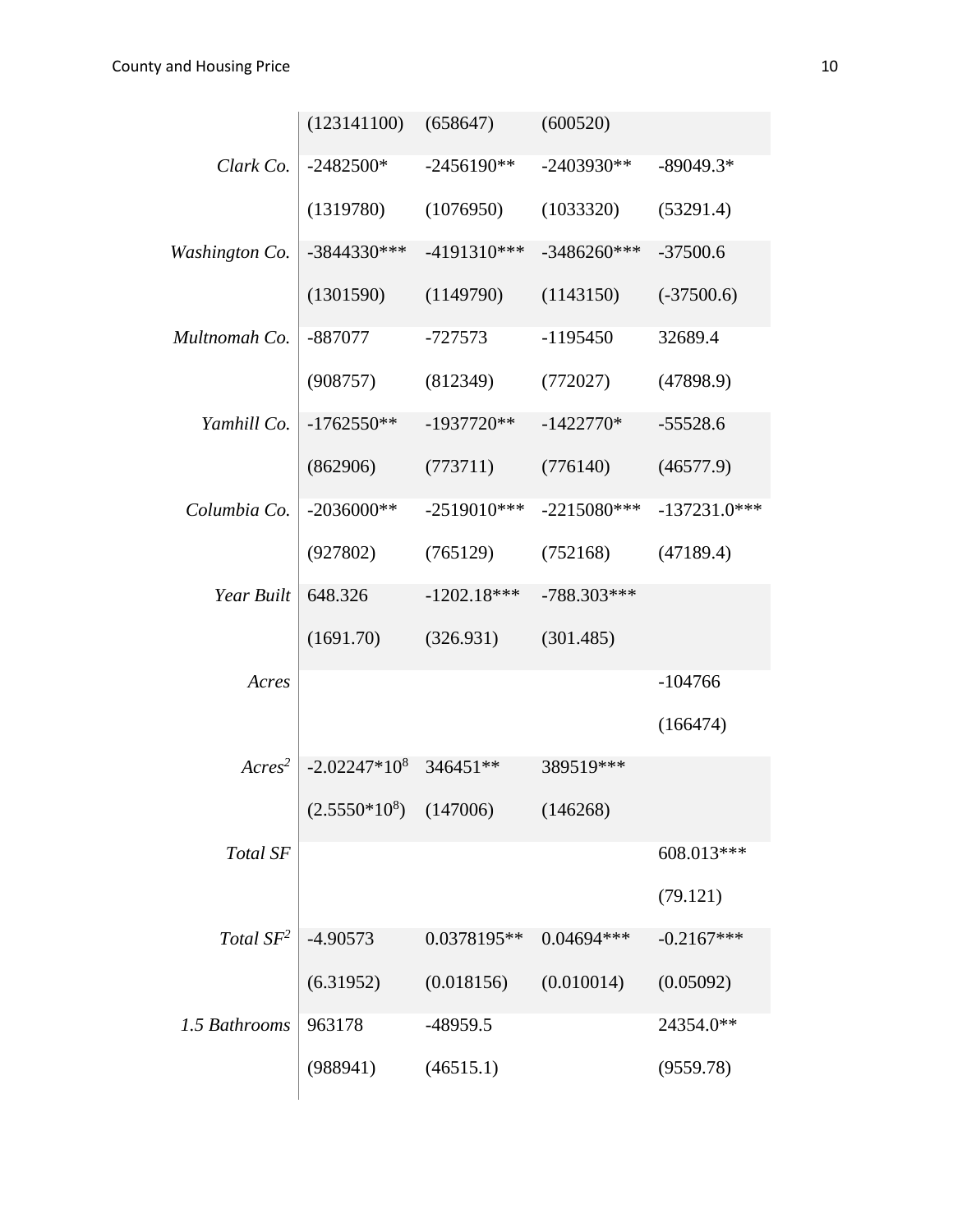| | | | | |
|---|---|---|---|---|
| | (123141100) | (658647) | (600520) | |
| *Clark Co.* | -2482500* | -2456190** | -2403930** | -89049.3* |
| | (1319780) | (1076950) | (1033320) | (53291.4) |
| *Washington Co.* | -3844330*** | -4191310*** | -3486260*** | -37500.6 |
| | (1301590) | (1149790) | (1143150) | (-37500.6) |
| *Multnomah Co.* | -887077 | -727573 | -1195450 | 32689.4 |
| | (908757) | (812349) | (772027) | (47898.9) |
| *Yamhill Co.* | -1762550** | -1937720** | -1422770* | -55528.6 |
| | (862906) | (773711) | (776140) | (46577.9) |
| *Columbia Co.* | -2036000** | -2519010*** | -2215080*** | -137231.0*** |
| | (927802) | (765129) | (752168) | (47189.4) |
| *Year Built* | 648.326 | -1202.18*** | -788.303*** | |
| | (1691.70) | (326.931) | (301.485) | |
| *Acres* | | | | -104766 |
| | | | | (166474) |
| *Acres$^2$* | $-2.02247*10^8$ | 346451** | 389519*** | |
| | $(2.5550*10^8)$ | (147006) | (146268) | |
| *Total SF* | | | | 608.013*** |
| | | | | (79.121) |
| *Total SF$^2$* | -4.90573 | 0.0378195** | 0.04694*** | -0.2167*** |
| | (6.31952) | (0.018156) | (0.010014) | (0.05092) |
| *1.5 Bathrooms* | 963178 | -48959.5 | | 24354.0** |
| | (988941) | (46515.1) | | (9559.78) |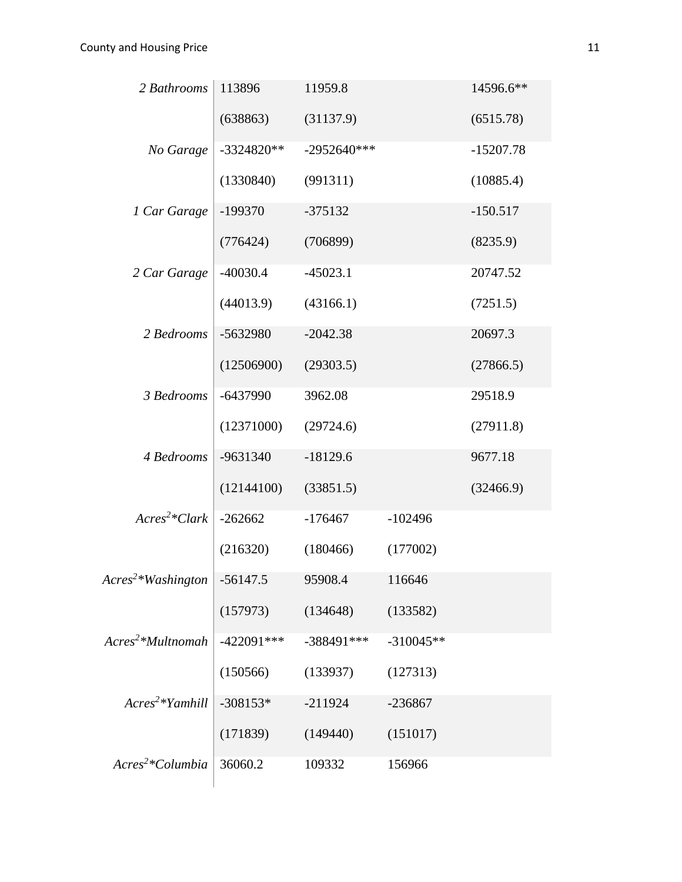| | | | | |
|---|---|---|---|---|
| *2 Bathrooms* | 113896 | 11959.8 | | 14596.6** |
| | (638863) | (31137.9) | | (6515.78) |
| *No Garage* | -3324820** | -2952640*** | | -15207.78 |
| | (1330840) | (991311) | | (10885.4) |
| *1 Car Garage* | -199370 | -375132 | | -150.517 |
| | (776424) | (706899) | | (8235.9) |
| *2 Car Garage* | -40030.4 | -45023.1 | | 20747.52 |
| | (44013.9) | (43166.1) | | (7251.5) |
| *2 Bedrooms* | -5632980 | -2042.38 | | 20697.3 |
| | (12506900) | (29303.5) | | (27866.5) |
| *3 Bedrooms* | -6437990 | 3962.08 | | 29518.9 |
| | (12371000) | (29724.6) | | (27911.8) |
| *4 Bedrooms* | -9631340 | -18129.6 | | 9677.18 |
| | (12144100) | (33851.5) | | (32466.9) |
| *$Acres^2$\*Clark* | -262662 | -176467 | -102496 | |
| | (216320) | (180466) | (177002) | |
| *$Acres^2$\*Washington* | -56147.5 | 95908.4 | 116646 | |
| | (157973) | (134648) | (133582) | |
| *$Acres^2$\*Multnomah* | -422091*** | -388491*** | -310045** | |
| | (150566) | (133937) | (127313) | |
| *$Acres^2$\*Yamhill* | -308153* | -211924 | -236867 | |
| | (171839) | (149440) | (151017) | |
| *$Acres^2$\*Columbia* | 36060.2 | 109332 | 156966 | |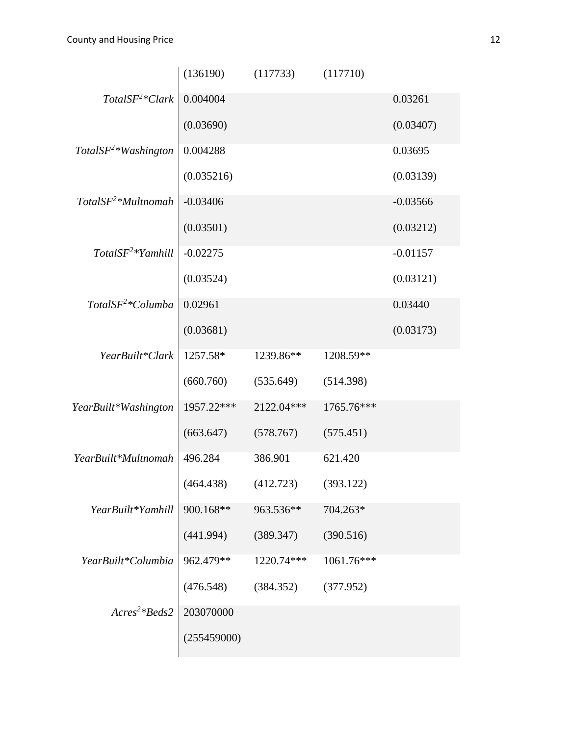| | | | | |
|---|---|---|---|---|
| | (136190) | (117733) | (117710) | |
| *TotalSF²\*Clark* | 0.004004 | | | 0.03261 |
| | (0.03690) | | | (0.03407) |
| *TotalSF²\*Washington* | 0.004288 | | | 0.03695 |
| | (0.035216) | | | (0.03139) |
| *TotalSF²\*Multnomah* | -0.03406 | | | -0.03566 |
| | (0.03501) | | | (0.03212) |
| *TotalSF²\*Yamhill* | -0.02275 | | | -0.01157 |
| | (0.03524) | | | (0.03121) |
| *TotalSF²\*Columba* | 0.02961 | | | 0.03440 |
| | (0.03681) | | | (0.03173) |
| *YearBuilt\*Clark* | 1257.58* | 1239.86** | 1208.59** | |
| | (660.760) | (535.649) | (514.398) | |
| *YearBuilt\*Washington* | 1957.22*** | 2122.04*** | 1765.76*** | |
| | (663.647) | (578.767) | (575.451) | |
| *YearBuilt\*Multnomah* | 496.284 | 386.901 | 621.420 | |
| | (464.438) | (412.723) | (393.122) | |
| *YearBuilt\*Yamhill* | 900.168** | 963.536** | 704.263* | |
| | (441.994) | (389.347) | (390.516) | |
| *YearBuilt\*Columbia* | 962.479** | 1220.74*** | 1061.76*** | |
| | (476.548) | (384.352) | (377.952) | |
| *Acres²\*Beds2* | 203070000 | | | |
| | (255459000) | | | |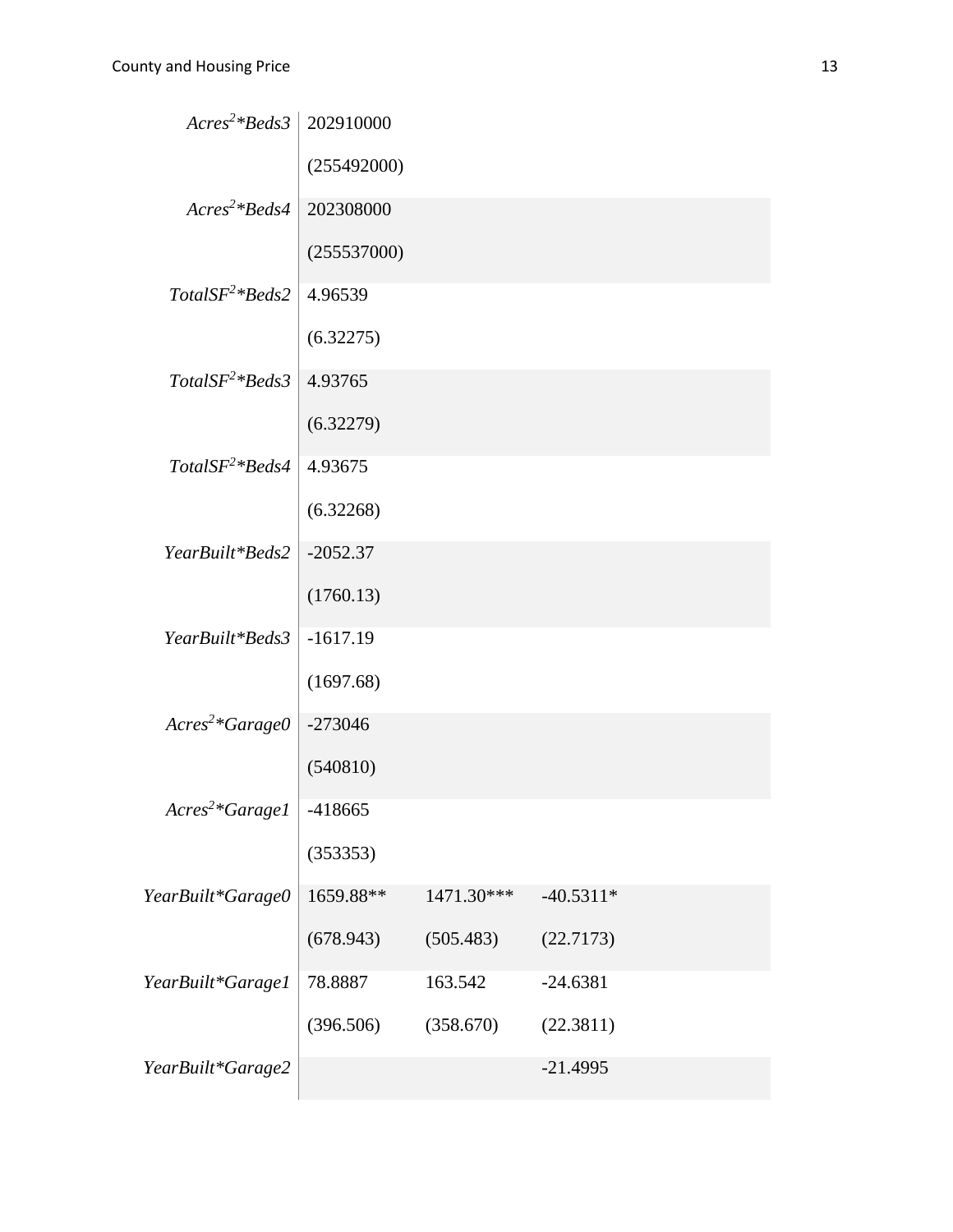| | | | |
|---|---|---|---|
| $Acres^2$\*$Beds3$ | 202910000 | | |
| | (255492000) | | |
| $Acres^2$\*$Beds4$ | 202308000 | | |
| | (255537000) | | |
| $TotalSF^2$\*$Beds2$ | 4.96539 | | |
| | (6.32275) | | |
| $TotalSF^2$\*$Beds3$ | 4.93765 | | |
| | (6.32279) | | |
| $TotalSF^2$\*$Beds4$ | 4.93675 | | |
| | (6.32268) | | |
| *YearBuilt\*Beds2* | -2052.37 | | |
| | (1760.13) | | |
| *YearBuilt\*Beds3* | -1617.19 | | |
| | (1697.68) | | |
| $Acres^2$\*$Garage0$ | -273046 | | |
| | (540810) | | |
| $Acres^2$\*$Garage1$ | -418665 | | |
| | (353353) | | |
| *YearBuilt\*Garage0* | 1659.88** | 1471.30*** | -40.5311* |
| | (678.943) | (505.483) | (22.7173) |
| *YearBuilt\*Garage1* | 78.8887 | 163.542 | -24.6381 |
| | (396.506) | (358.670) | (22.3811) |
| *YearBuilt\*Garage2* | | | -21.4995 |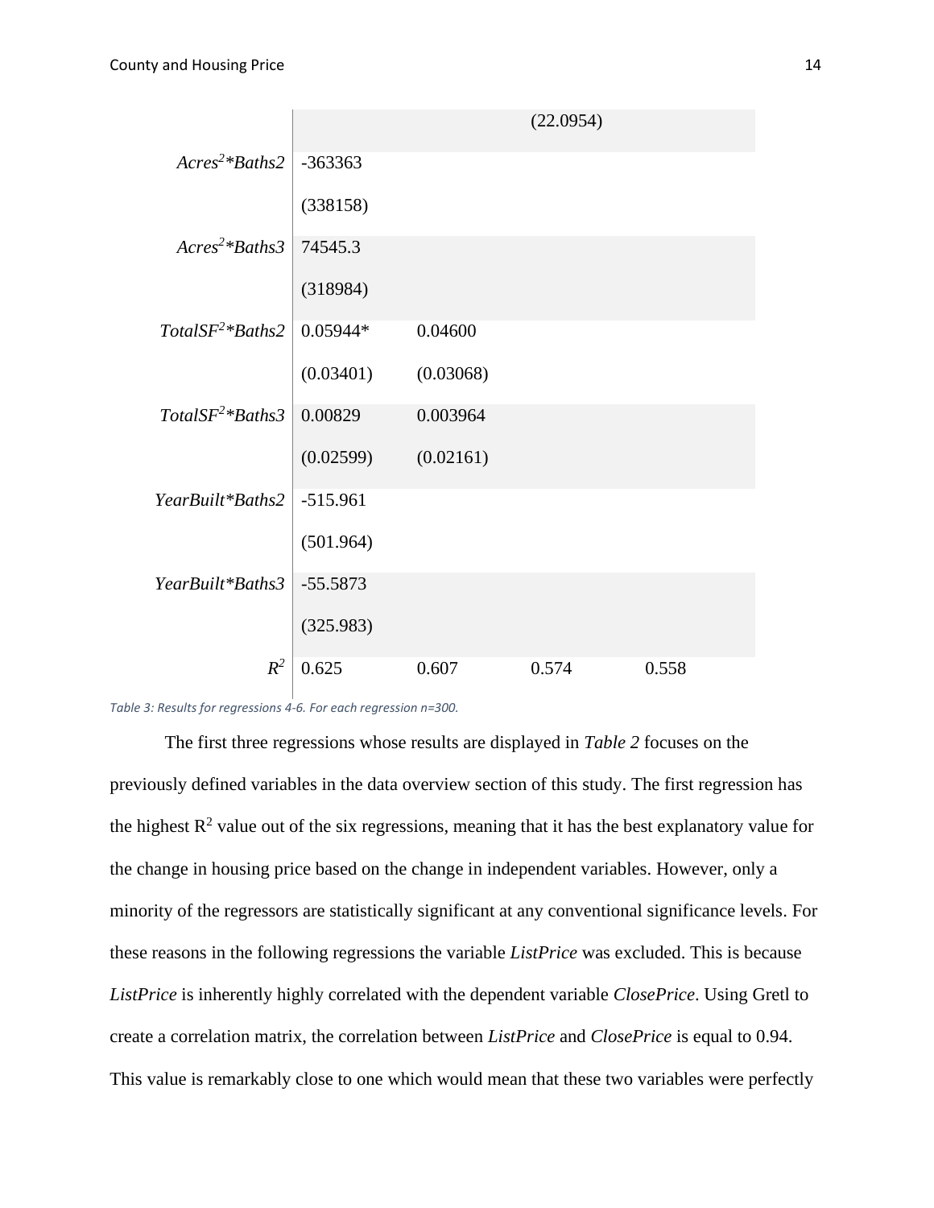| | | | | |
|---|---|---|---|---|
| | | | (22.0954) | |
| $Acres^2$*Baths2 | -363363 | | | |
| | (338158) | | | |
| $Acres^2$*Baths3 | 74545.3 | | | |
| | (318984) | | | |
| $TotalSF^2$*Baths2 | 0.05944* | 0.04600 | | |
| | (0.03401) | (0.03068) | | |
| $TotalSF^2$*Baths3 | 0.00829 | 0.003964 | | |
| | (0.02599) | (0.02161) | | |
| YearBuilt*Baths2 | -515.961 | | | |
| | (501.964) | | | |
| YearBuilt*Baths3 | -55.5873 | | | |
| | (325.983) | | | |
| $R^2$ | 0.625 | 0.607 | 0.574 | 0.558 |

*Table 3: Results for regressions 4-6. For each regression n=300.*

The first three regressions whose results are displayed in *Table 2* focuses on the previously defined variables in the data overview section of this study. The first regression has the highest $R^2$ value out of the six regressions, meaning that it has the best explanatory value for the change in housing price based on the change in independent variables. However, only a minority of the regressors are statistically significant at any conventional significance levels. For these reasons in the following regressions the variable *ListPrice* was excluded. This is because *ListPrice* is inherently highly correlated with the dependent variable *ClosePrice*. Using Gretl to create a correlation matrix, the correlation between *ListPrice* and *ClosePrice* is equal to 0.94. This value is remarkably close to one which would mean that these two variables were perfectly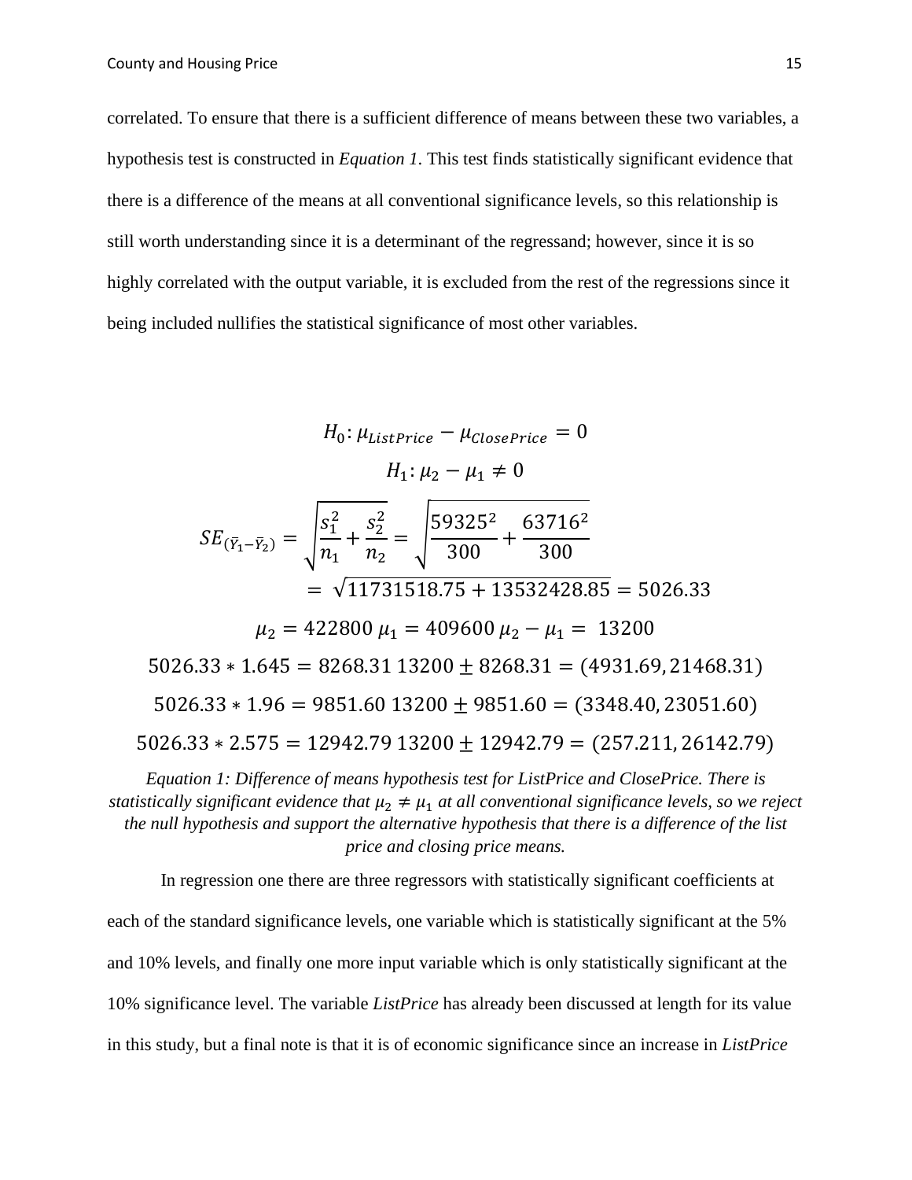correlated. To ensure that there is a sufficient difference of means between these two variables, a hypothesis test is constructed in *Equation 1*. This test finds statistically significant evidence that there is a difference of the means at all conventional significance levels, so this relationship is still worth understanding since it is a determinant of the regressand; however, since it is so highly correlated with the output variable, it is excluded from the rest of the regressions since it being included nullifies the statistical significance of most other variables.

$$H_0: \mu_{ListPrice} - \mu_{ClosePrice} = 0$$

$$H_1: \mu_2 - \mu_1 \neq 0$$

$$SE_{(\bar{Y}_1 - \bar{Y}_2)} = \sqrt{\frac{s_1^2}{n_1} + \frac{s_2^2}{n_2}} = \sqrt{\frac{59325^2}{300} + \frac{63716^2}{300}}$$

$$= \sqrt{11731518.75 + 13532428.85} = 5026.33$$

$$\mu_2 = 422800 \; \mu_1 = 409600 \; \mu_2 - \mu_1 = 13200$$

$$5026.33 * 1.645 = 8268.31 \; 13200 \pm 8268.31 = (4931.69, 21468.31)$$

$$5026.33 * 1.96 = 9851.60 \; 13200 \pm 9851.60 = (3348.40, 23051.60)$$

$$5026.33 * 2.575 = 12942.79 \; 13200 \pm 12942.79 = (257.211, 26142.79)$$

*Equation 1: Difference of means hypothesis test for ListPrice and ClosePrice. There is statistically significant evidence that $\mu_2 \neq \mu_1$ at all conventional significance levels, so we reject the null hypothesis and support the alternative hypothesis that there is a difference of the list price and closing price means.*

In regression one there are three regressors with statistically significant coefficients at each of the standard significance levels, one variable which is statistically significant at the 5% and 10% levels, and finally one more input variable which is only statistically significant at the 10% significance level. The variable *ListPrice* has already been discussed at length for its value in this study, but a final note is that it is of economic significance since an increase in *ListPrice*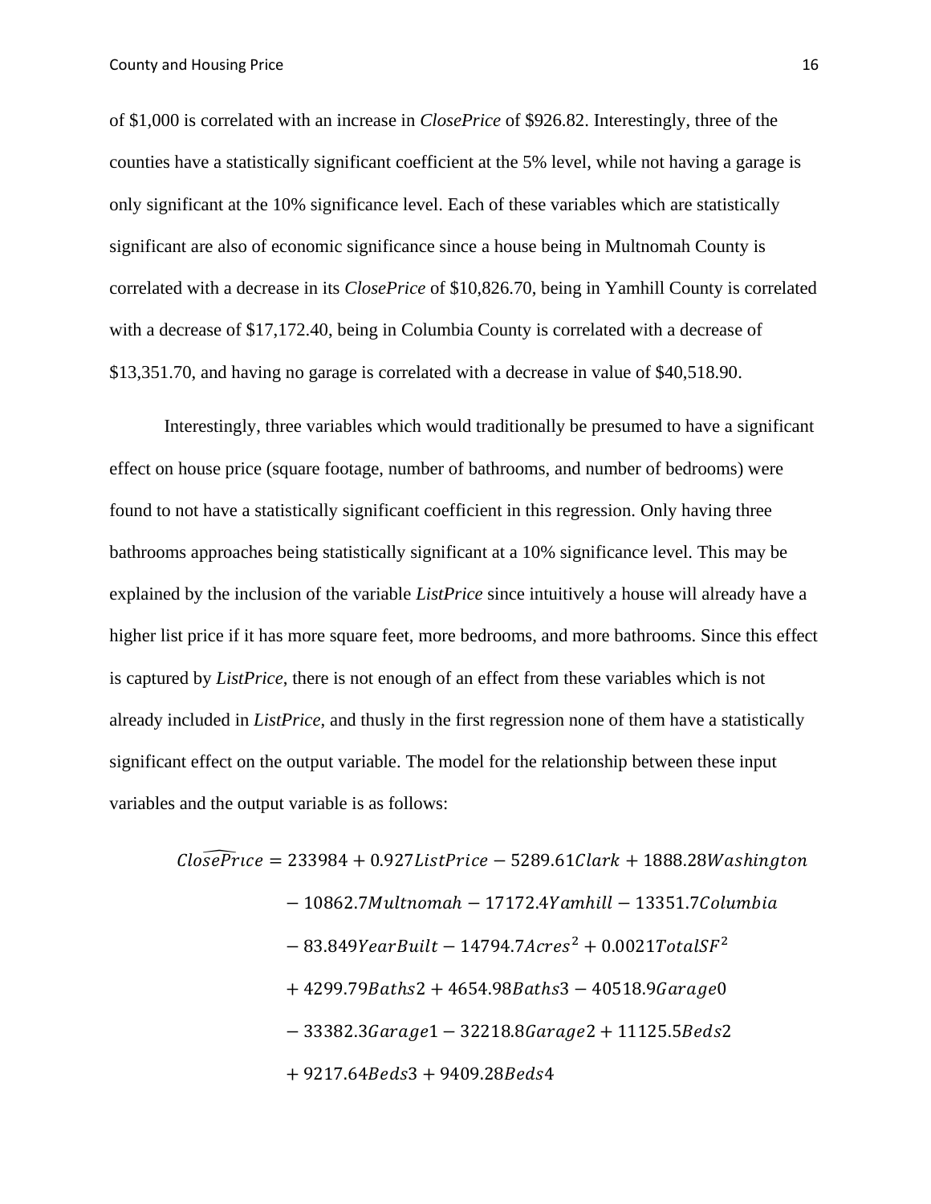of $1,000 is correlated with an increase in *ClosePrice* of $926.82. Interestingly, three of the counties have a statistically significant coefficient at the 5% level, while not having a garage is only significant at the 10% significance level. Each of these variables which are statistically significant are also of economic significance since a house being in Multnomah County is correlated with a decrease in its *ClosePrice* of $10,826.70, being in Yamhill County is correlated with a decrease of $17,172.40, being in Columbia County is correlated with a decrease of $13,351.70, and having no garage is correlated with a decrease in value of $40,518.90.

Interestingly, three variables which would traditionally be presumed to have a significant effect on house price (square footage, number of bathrooms, and number of bedrooms) were found to not have a statistically significant coefficient in this regression. Only having three bathrooms approaches being statistically significant at a 10% significance level. This may be explained by the inclusion of the variable *ListPrice* since intuitively a house will already have a higher list price if it has more square feet, more bedrooms, and more bathrooms. Since this effect is captured by *ListPrice*, there is not enough of an effect from these variables which is not already included in *ListPrice*, and thusly in the first regression none of them have a statistically significant effect on the output variable. The model for the relationship between these input variables and the output variable is as follows:

$$
\begin{aligned}
\widehat{ClosePrice} = {} & 233984 + 0.927ListPrice - 5289.61Clark + 1888.28Washington \\
& - 10862.7Multnomah - 17172.4Yamhill - 13351.7Columbia \\
& - 83.849YearBuilt - 14794.7Acres^2 + 0.0021TotalSF^2 \\
& + 4299.79Baths2 + 4654.98Baths3 - 40518.9Garage0 \\
& - 33382.3Garage1 - 32218.8Garage2 + 11125.5Beds2 \\
& + 9217.64Beds3 + 9409.28Beds4
\end{aligned}
$$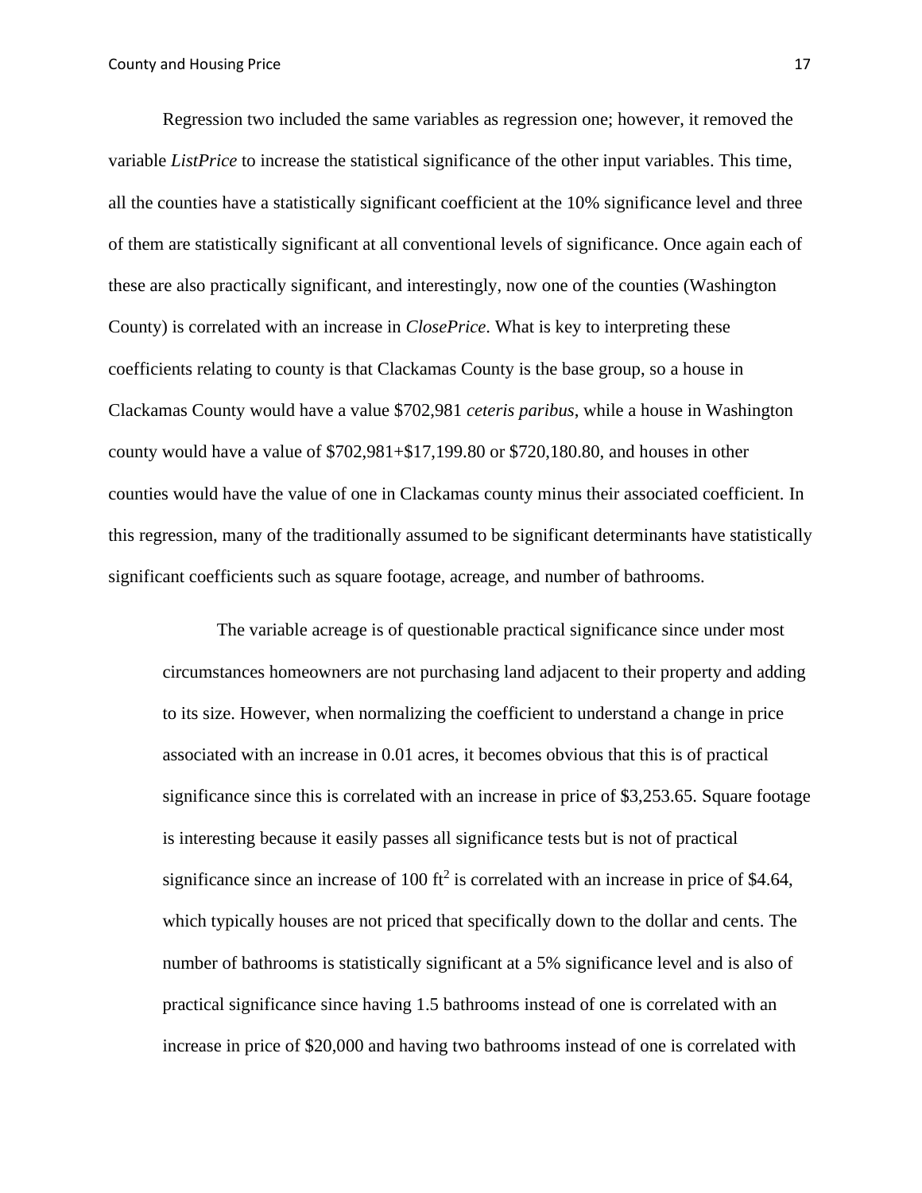Regression two included the same variables as regression one; however, it removed the variable *ListPrice* to increase the statistical significance of the other input variables. This time, all the counties have a statistically significant coefficient at the 10% significance level and three of them are statistically significant at all conventional levels of significance. Once again each of these are also practically significant, and interestingly, now one of the counties (Washington County) is correlated with an increase in *ClosePrice*. What is key to interpreting these coefficients relating to county is that Clackamas County is the base group, so a house in Clackamas County would have a value $702,981 *ceteris paribus*, while a house in Washington county would have a value of $702,981+$17,199.80 or $720,180.80, and houses in other counties would have the value of one in Clackamas county minus their associated coefficient. In this regression, many of the traditionally assumed to be significant determinants have statistically significant coefficients such as square footage, acreage, and number of bathrooms.

The variable acreage is of questionable practical significance since under most circumstances homeowners are not purchasing land adjacent to their property and adding to its size. However, when normalizing the coefficient to understand a change in price associated with an increase in 0.01 acres, it becomes obvious that this is of practical significance since this is correlated with an increase in price of $3,253.65. Square footage is interesting because it easily passes all significance tests but is not of practical significance since an increase of 100 $ft^2$ is correlated with an increase in price of $4.64, which typically houses are not priced that specifically down to the dollar and cents. The number of bathrooms is statistically significant at a 5% significance level and is also of practical significance since having 1.5 bathrooms instead of one is correlated with an increase in price of $20,000 and having two bathrooms instead of one is correlated with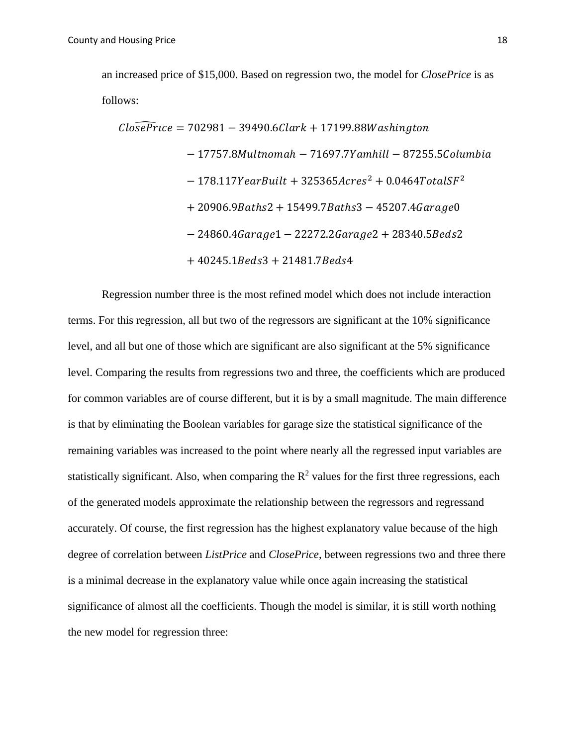an increased price of $15,000. Based on regression two, the model for *ClosePrice* is as follows:

$$
\begin{aligned}
\widehat{ClosePrice} = 702981 &- 39490.6Clark + 17199.88Washington \\
&- 17757.8Multnomah - 71697.7Yamhill - 87255.5Columbia \\
&- 178.117YearBuilt + 325365Acres^2 + 0.0464TotalSF^2 \\
&+ 20906.9Baths2 + 15499.7Baths3 - 45207.4Garage0 \\
&- 24860.4Garage1 - 22272.2Garage2 + 28340.5Beds2 \\
&+ 40245.1Beds3 + 21481.7Beds4
\end{aligned}
$$

Regression number three is the most refined model which does not include interaction terms. For this regression, all but two of the regressors are significant at the 10% significance level, and all but one of those which are significant are also significant at the 5% significance level. Comparing the results from regressions two and three, the coefficients which are produced for common variables are of course different, but it is by a small magnitude. The main difference is that by eliminating the Boolean variables for garage size the statistical significance of the remaining variables was increased to the point where nearly all the regressed input variables are statistically significant. Also, when comparing the $R^2$ values for the first three regressions, each of the generated models approximate the relationship between the regressors and regressand accurately. Of course, the first regression has the highest explanatory value because of the high degree of correlation between *ListPrice* and *ClosePrice*, between regressions two and three there is a minimal decrease in the explanatory value while once again increasing the statistical significance of almost all the coefficients. Though the model is similar, it is still worth nothing the new model for regression three: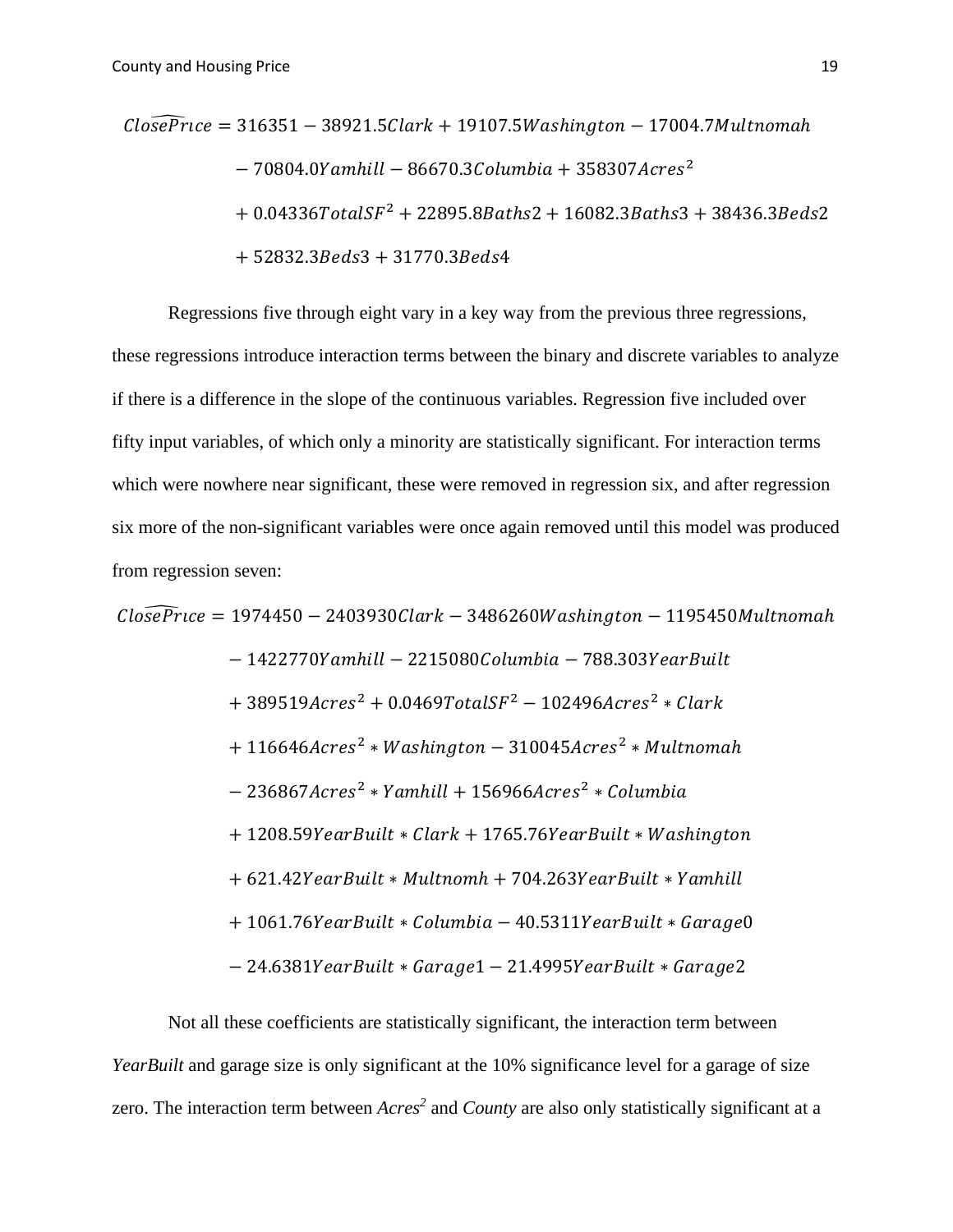$$\widehat{ClosePrice} = 316351 - 38921.5Clark + 19107.5Washington - 17004.7Multnomah - 70804.0Yamhill - 86670.3Columbia + 358307Acres^2 + 0.04336TotalSF^2 + 22895.8Baths2 + 16082.3Baths3 + 38436.3Beds2 + 52832.3Beds3 + 31770.3Beds4$$

Regressions five through eight vary in a key way from the previous three regressions, these regressions introduce interaction terms between the binary and discrete variables to analyze if there is a difference in the slope of the continuous variables. Regression five included over fifty input variables, of which only a minority are statistically significant. For interaction terms which were nowhere near significant, these were removed in regression six, and after regression six more of the non-significant variables were once again removed until this model was produced from regression seven:

$$\widehat{ClosePrice} = 1974450 - 2403930Clark - 3486260Washington - 1195450Multnomah - 1422770Yamhill - 2215080Columbia - 788.303YearBuilt + 389519Acres^2 + 0.0469TotalSF^2 - 102496Acres^2 * Clark + 116646Acres^2 * Washington - 310045Acres^2 * Multnomah - 236867Acres^2 * Yamhill + 156966Acres^2 * Columbia + 1208.59YearBuilt * Clark + 1765.76YearBuilt * Washington + 621.42YearBuilt * Multnomh + 704.263YearBuilt * Yamhill + 1061.76YearBuilt * Columbia - 40.5311YearBuilt * Garage0 - 24.6381YearBuilt * Garage1 - 21.4995YearBuilt * Garage2$$

Not all these coefficients are statistically significant, the interaction term between *YearBuilt* and garage size is only significant at the 10% significance level for a garage of size zero. The interaction term between *Acres*$^2$ and *County* are also only statistically significant at a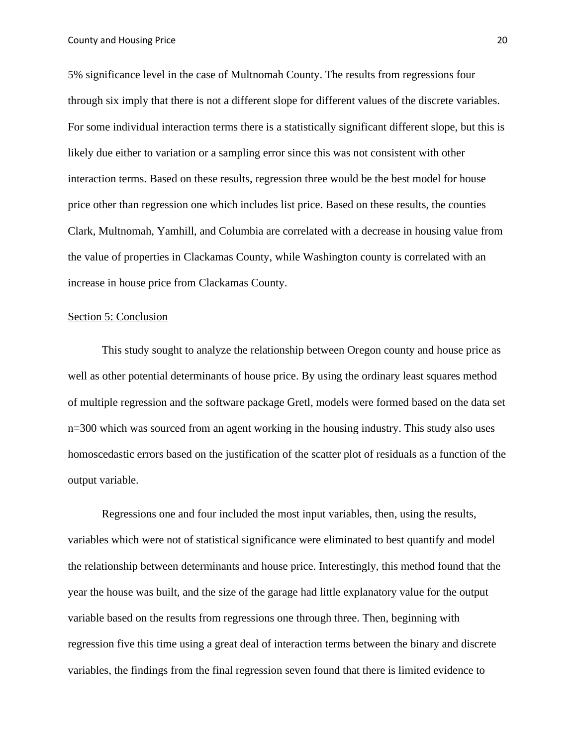5% significance level in the case of Multnomah County. The results from regressions four through six imply that there is not a different slope for different values of the discrete variables. For some individual interaction terms there is a statistically significant different slope, but this is likely due either to variation or a sampling error since this was not consistent with other interaction terms. Based on these results, regression three would be the best model for house price other than regression one which includes list price. Based on these results, the counties Clark, Multnomah, Yamhill, and Columbia are correlated with a decrease in housing value from the value of properties in Clackamas County, while Washington county is correlated with an increase in house price from Clackamas County.

## Section 5: Conclusion

This study sought to analyze the relationship between Oregon county and house price as well as other potential determinants of house price. By using the ordinary least squares method of multiple regression and the software package Gretl, models were formed based on the data set n=300 which was sourced from an agent working in the housing industry. This study also uses homoscedastic errors based on the justification of the scatter plot of residuals as a function of the output variable.

Regressions one and four included the most input variables, then, using the results, variables which were not of statistical significance were eliminated to best quantify and model the relationship between determinants and house price. Interestingly, this method found that the year the house was built, and the size of the garage had little explanatory value for the output variable based on the results from regressions one through three. Then, beginning with regression five this time using a great deal of interaction terms between the binary and discrete variables, the findings from the final regression seven found that there is limited evidence to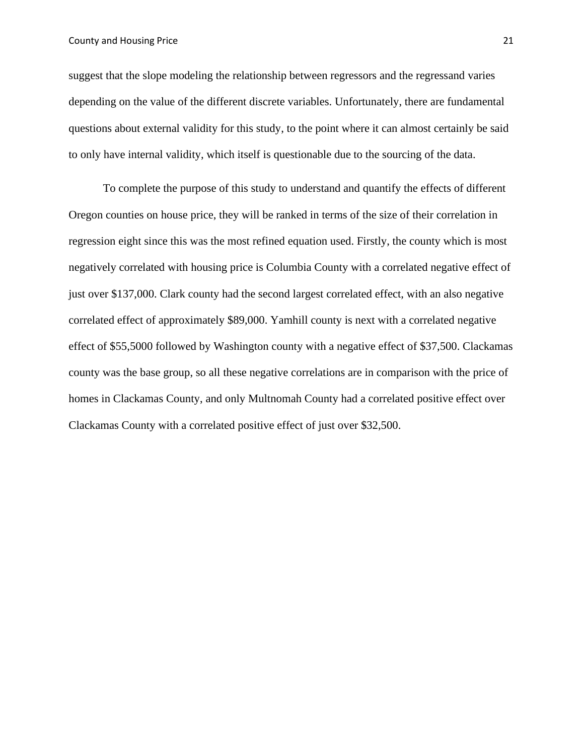suggest that the slope modeling the relationship between regressors and the regressand varies depending on the value of the different discrete variables. Unfortunately, there are fundamental questions about external validity for this study, to the point where it can almost certainly be said to only have internal validity, which itself is questionable due to the sourcing of the data.

To complete the purpose of this study to understand and quantify the effects of different Oregon counties on house price, they will be ranked in terms of the size of their correlation in regression eight since this was the most refined equation used. Firstly, the county which is most negatively correlated with housing price is Columbia County with a correlated negative effect of just over $137,000. Clark county had the second largest correlated effect, with an also negative correlated effect of approximately $89,000. Yamhill county is next with a correlated negative effect of $55,5000 followed by Washington county with a negative effect of $37,500. Clackamas county was the base group, so all these negative correlations are in comparison with the price of homes in Clackamas County, and only Multnomah County had a correlated positive effect over Clackamas County with a correlated positive effect of just over $32,500.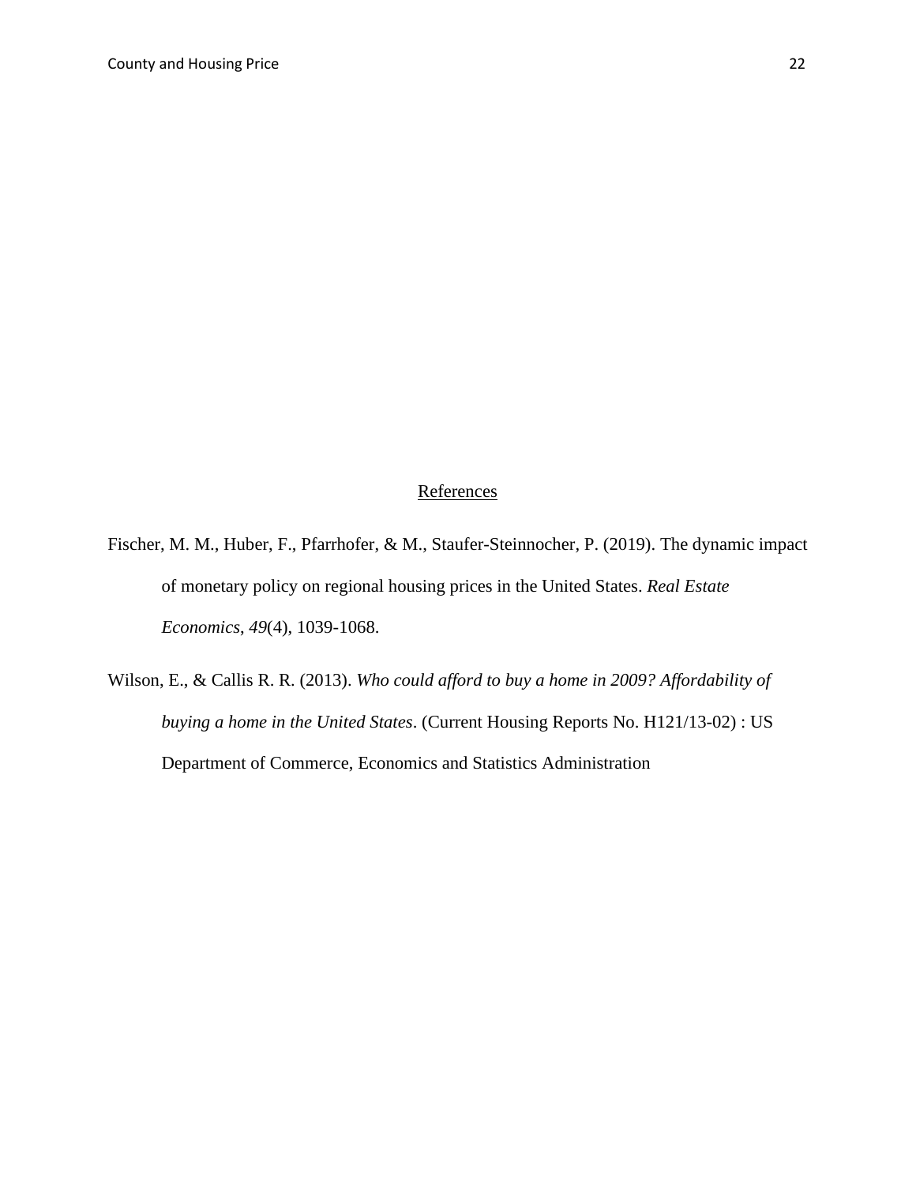# References

Fischer, M. M., Huber, F., Pfarrhofer, & M., Staufer-Steinnocher, P. (2019). The dynamic impact of monetary policy on regional housing prices in the United States. *Real Estate Economics*, *49*(4), 1039-1068.

Wilson, E., & Callis R. R. (2013). *Who could afford to buy a home in 2009? Affordability of buying a home in the United States*. (Current Housing Reports No. H121/13-02) : US Department of Commerce, Economics and Statistics Administration